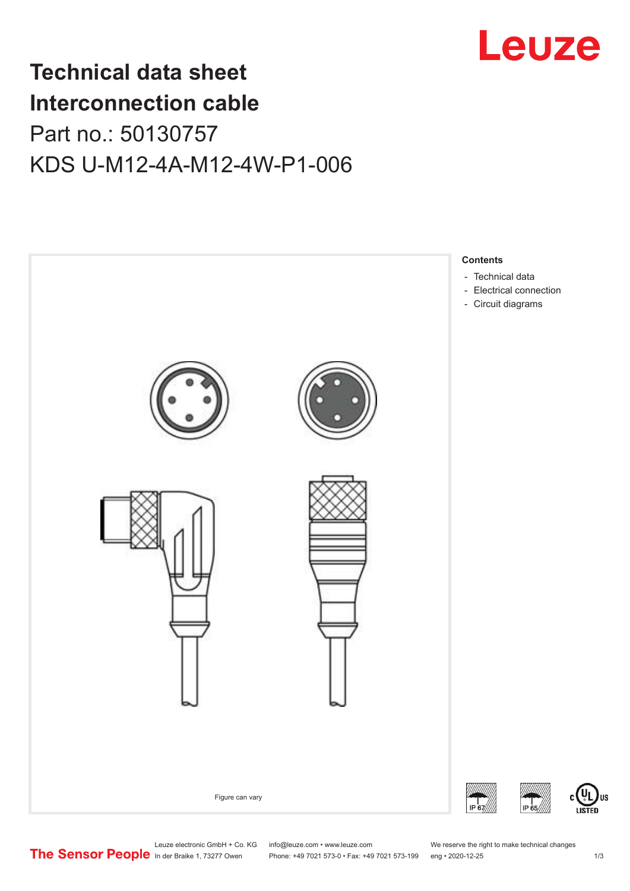# Technical data sheet
# Interconnection cable

## Part no.: 50130757

## KDS U-M12-4A-M12-4W-P1-006

Figure can vary

**Contents**

- Technical data
- Electrical connection
- Circuit diagrams

IP 67

IP 65

c UL US LISTED

The Sensor People

Leuze electronic GmbH + Co. KG
In der Braike 1, 73277 Owen

info@leuze.com • www.leuze.com
Phone: +49 7021 573-0 • Fax: +49 7021 573-199

We reserve the right to make technical changes
eng • 2020-12-25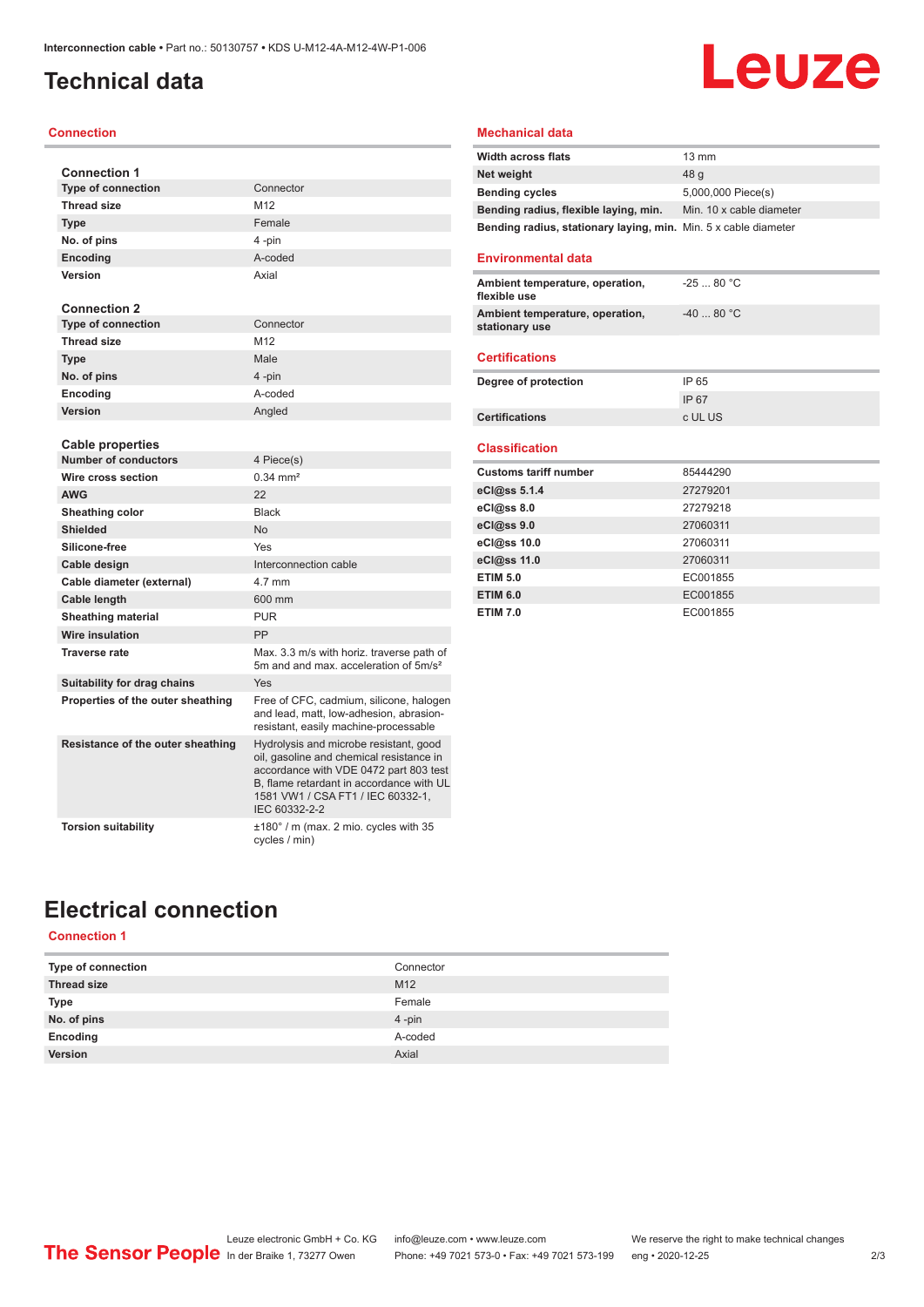# Technical data

## Connection

**Connection 1**

| | |
|---|---|
| **Type of connection** | Connector |
| **Thread size** | M12 |
| **Type** | Female |
| **No. of pins** | 4 -pin |
| **Encoding** | A-coded |
| **Version** | Axial |

**Connection 2**

| | |
|---|---|
| **Type of connection** | Connector |
| **Thread size** | M12 |
| **Type** | Male |
| **No. of pins** | 4 -pin |
| **Encoding** | A-coded |
| **Version** | Angled |

**Cable properties**

| | |
|---|---|
| **Number of conductors** | 4 Piece(s) |
| **Wire cross section** | 0.34 mm² |
| **AWG** | 22 |
| **Sheathing color** | Black |
| **Shielded** | No |
| **Silicone-free** | Yes |
| **Cable design** | Interconnection cable |
| **Cable diameter (external)** | 4.7 mm |
| **Cable length** | 600 mm |
| **Sheathing material** | PUR |
| **Wire insulation** | PP |
| **Traverse rate** | Max. 3.3 m/s with horiz. traverse path of 5m and and max. acceleration of 5m/s² |
| **Suitability for drag chains** | Yes |
| **Properties of the outer sheathing** | Free of CFC, cadmium, silicone, halogen and lead, matt, low-adhesion, abrasion-resistant, easily machine-processable |
| **Resistance of the outer sheathing** | Hydrolysis and microbe resistant, good oil, gasoline and chemical resistance in accordance with VDE 0472 part 803 test B, flame retardant in accordance with UL 1581 VW1 / CSA FT1 / IEC 60332-1, IEC 60332-2-2 |
| **Torsion suitability** | ±180° / m (max. 2 mio. cycles with 35 cycles / min) |

## Mechanical data

| | |
|---|---|
| **Width across flats** | 13 mm |
| **Net weight** | 48 g |
| **Bending cycles** | 5,000,000 Piece(s) |
| **Bending radius, flexible laying, min.** | Min. 10 x cable diameter |
| **Bending radius, stationary laying, min.** | Min. 5 x cable diameter |

## Environmental data

| | |
|---|---|
| **Ambient temperature, operation, flexible use** | -25 ... 80 °C |
| **Ambient temperature, operation, stationary use** | -40 ... 80 °C |

## Certifications

| | |
|---|---|
| **Degree of protection** | IP 65 |
| | IP 67 |
| **Certifications** | c UL US |

## Classification

| | |
|---|---|
| **Customs tariff number** | 85444290 |
| **eCl@ss 5.1.4** | 27279201 |
| **eCl@ss 8.0** | 27279218 |
| **eCl@ss 9.0** | 27060311 |
| **eCl@ss 10.0** | 27060311 |
| **eCl@ss 11.0** | 27060311 |
| **ETIM 5.0** | EC001855 |
| **ETIM 6.0** | EC001855 |
| **ETIM 7.0** | EC001855 |

# Electrical connection

## Connection 1

| | |
|---|---|
| **Type of connection** | Connector |
| **Thread size** | M12 |
| **Type** | Female |
| **No. of pins** | 4 -pin |
| **Encoding** | A-coded |
| **Version** | Axial |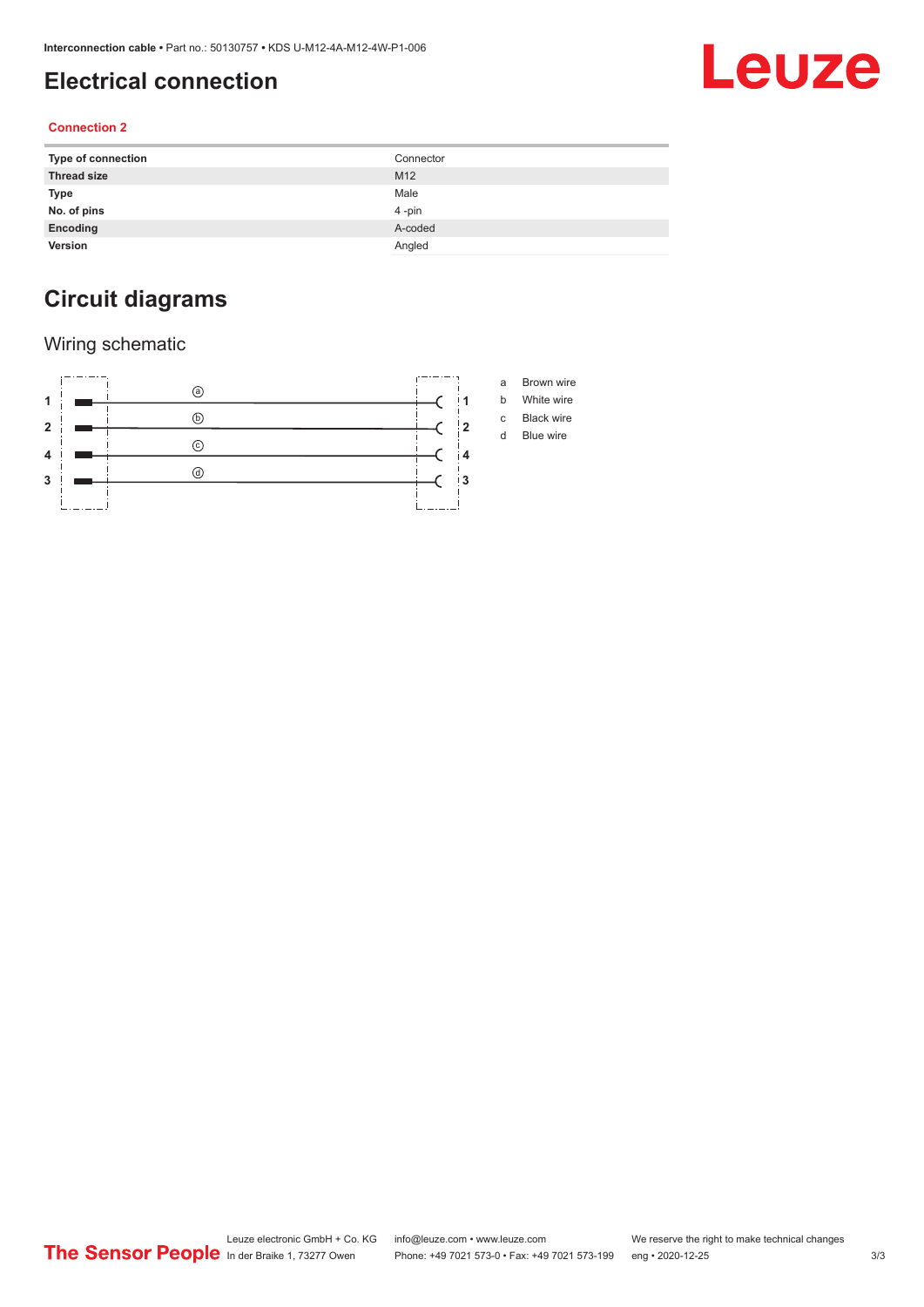## Electrical connection

**Connection 2**

| | |
|---|---|
| **Type of connection** | Connector |
| **Thread size** | M12 |
| **Type** | Male |
| **No. of pins** | 4 -pin |
| **Encoding** | A-coded |
| **Version** | Angled |

## Circuit diagrams

### Wiring schematic

1
2
4
3
a
b
c
d
1
2
4
3

a Brown wire
b White wire
c Black wire
d Blue wire